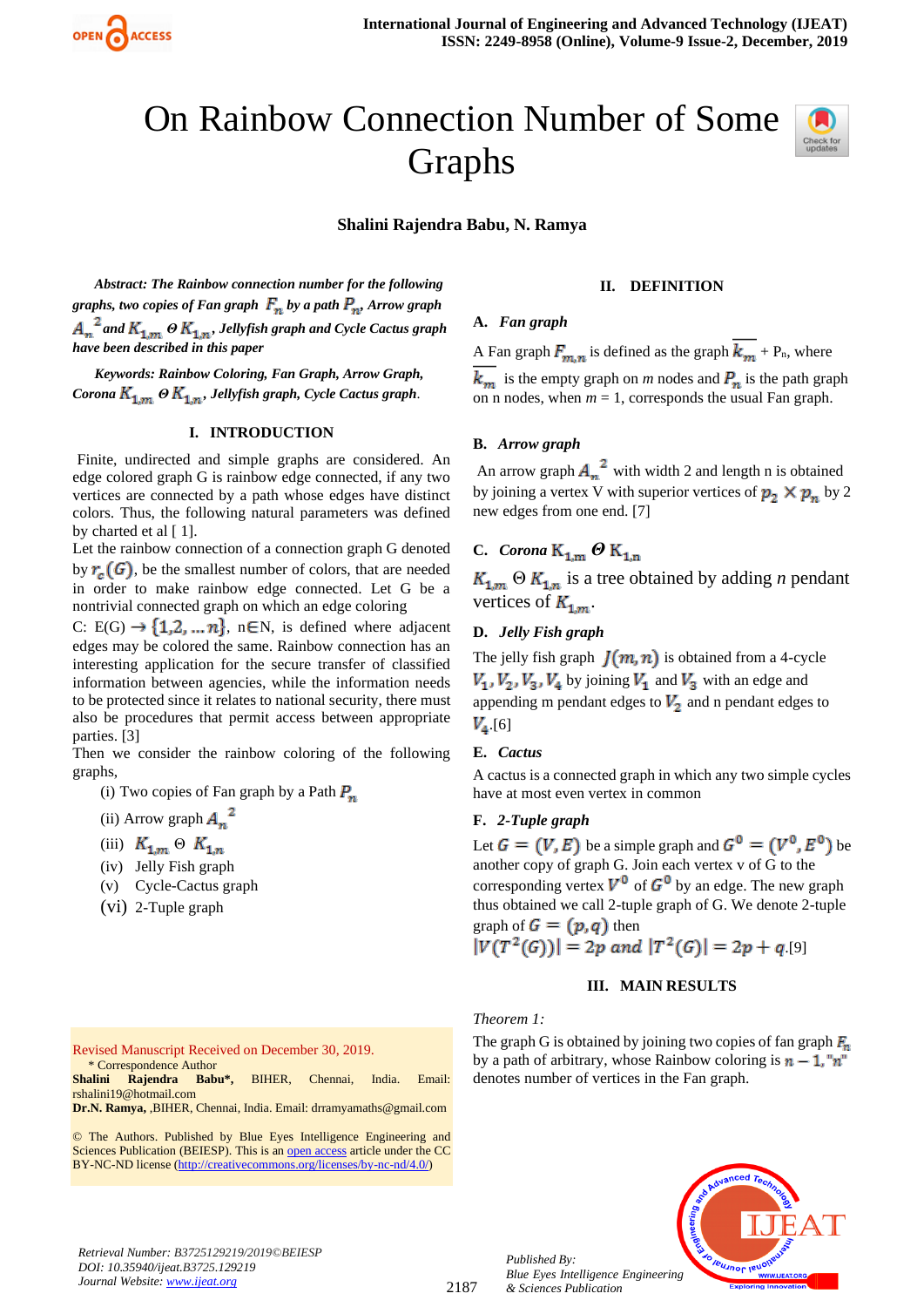# On Rainbow Connection Number of Some Graphs

**Shalini Rajendra Babu, N. Ramya**

***Abstract:*** *The Rainbow connection number for the following graphs, two copies of Fan graph $F_n$ by a path $P_n$, Arrow graph $A_n^{\ 2}$ and $K_{1,m}\ \Theta\ K_{1,n}$, Jellyfish graph and Cycle Cactus graph have been described in this paper*

***Keywords:*** *Rainbow Coloring, Fan Graph, Arrow Graph, Corona $K_{1,m}\ \Theta\ K_{1,n}$, Jellyfish graph, Cycle Cactus graph.*

## I. INTRODUCTION

Finite, undirected and simple graphs are considered. An edge colored graph G is rainbow edge connected, if any two vertices are connected by a path whose edges have distinct colors. Thus, the following natural parameters was defined by charted et al [ 1].

Let the rainbow connection of a connection graph G denoted by $r_c(G)$, be the smallest number of colors, that are needed in order to make rainbow edge connected. Let G be a nontrivial connected graph on which an edge coloring C: E(G) $\rightarrow \{1,2,\dots n\}$, n∈N, is defined where adjacent edges may be colored the same. Rainbow connection has an interesting application for the secure transfer of classified information between agencies, while the information needs to be protected since it relates to national security, there must also be procedures that permit access between appropriate parties. [3]

Then we consider the rainbow coloring of the following graphs,

(i) Two copies of Fan graph by a Path $P_n$

(ii) Arrow graph $A_n^{\ 2}$

(iii) $K_{1,m}\ \Theta\ K_{1,n}$

(iv) Jelly Fish graph

(v) Cycle-Cactus graph

(vi) 2-Tuple graph

Revised Manuscript Received on December 30, 2019.

\* Correspondence Author

**Shalini Rajendra Babu\***, BIHER, Chennai, India. Email: rshalini19@hotmail.com

**Dr.N. Ramya,** ,BIHER, Chennai, India. Email: drramyamaths@gmail.com

© The Authors. Published by Blue Eyes Intelligence Engineering and Sciences Publication (BEIESP). This is an open access article under the CC BY-NC-ND license (http://creativecommons.org/licenses/by-nc-nd/4.0/)

## II. DEFINITION

### A. *Fan graph*

A Fan graph $F_{m,n}$ is defined as the graph $\overline{k_m}$ + $P_n$, where $\overline{k_m}$ is the empty graph on *m* nodes and $P_n$ is the path graph on n nodes, when *m* = 1, corresponds the usual Fan graph.

### B. *Arrow graph*

An arrow graph $A_n^{\ 2}$ with width 2 and length n is obtained by joining a vertex V with superior vertices of $p_2 \times p_n$ by 2 new edges from one end. [7]

### C. *Corona* $K_{1,m}\ \Theta\ K_{1,n}$

$K_{1,m}\ \Theta\ K_{1,n}$ is a tree obtained by adding *n* pendant vertices of $K_{1,m}$.

### D. *Jelly Fish graph*

The jelly fish graph $J(m,n)$ is obtained from a 4-cycle $V_1, V_2, V_3, V_4$ by joining $V_1$ and $V_3$ with an edge and appending m pendant edges to $V_2$ and n pendant edges to $V_4$.[6]

### E. *Cactus*

A cactus is a connected graph in which any two simple cycles have at most even vertex in common

### F. *2-Tuple graph*

Let $G = (V, E)$ be a simple graph and $G^0 = (V^0, E^0)$ be another copy of graph G. Join each vertex v of G to the corresponding vertex $V^0$ of $G^0$ by an edge. The new graph thus obtained we call 2-tuple graph of G. We denote 2-tuple graph of $G = (p,q)$ then

$|V(T^2(G))| = 2p \text{ and } |T^2(G)| = 2p + q$.[9]

## III. MAIN RESULTS

*Theorem 1:*

The graph G is obtained by joining two copies of fan graph $F_n$ by a path of arbitrary, whose Rainbow coloring is $n-1$, "$n$" denotes number of vertices in the Fan graph.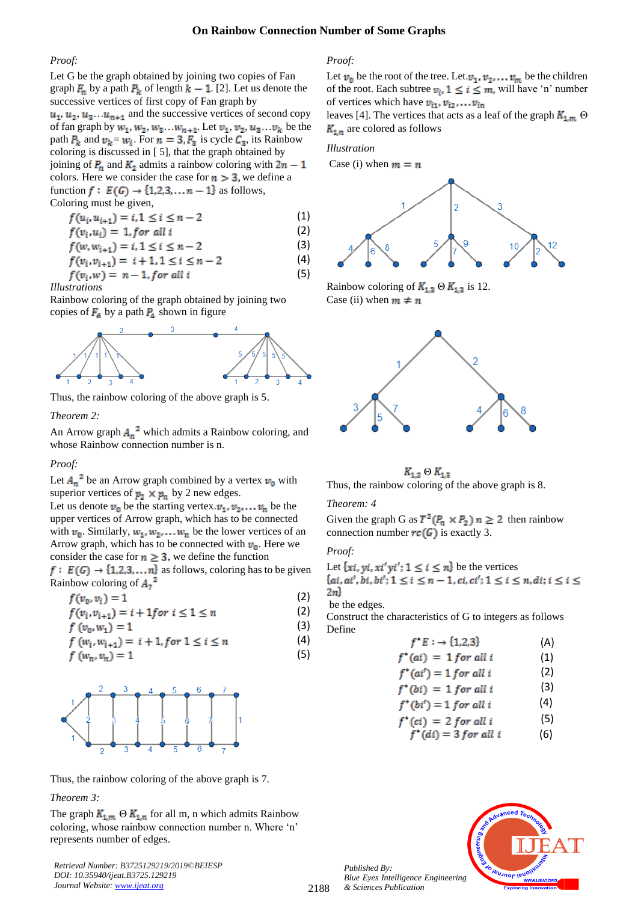*Proof:*

Let G be the graph obtained by joining two copies of Fan graph $F_n$ by a path $P_k$ of length $k-1$. [2]. Let us denote the successive vertices of first copy of Fan graph by $u_1, u_2, u_3 \ldots u_{n+1}$ and the successive vertices of second copy of fan graph by $w_1, w_2, w_3 \ldots w_{n+1}$. Let $v_1, v_2, v_3 \ldots v_k$ be the path $P_k$ and $v_k = w_i$. For $n = 3, F_3$ is cycle $C_3$, its Rainbow coloring is discussed in [ 5], that the graph obtained by joining of $P_n$ and $K_2$ admits a rainbow coloring with $2n-1$ colors. Here we consider the case for $n > 3$, we define a function $f: E(G) \rightarrow \{1,2,3,\ldots n-1\}$ as follows, Coloring must be given,

$$f(u_i, u_{i+1}) = i, 1 \leq i \leq n-2 \quad (1)$$
$$f(v_i, u_i) = 1, \textit{for all } i \quad (2)$$
$$f(w, w_{i+1}) = i, 1 \leq i \leq n-2 \quad (3)$$
$$f(v_i, v_{i+1}) = i+1, 1 \leq i \leq n-2 \quad (4)$$
$$f(v_i, w) = n-1, \textit{for all } i \quad (5)$$

*Illustrations*

Rainbow coloring of the graph obtained by joining two copies of $F_6$ by a path $P_4$ shown in figure

Thus, the rainbow coloring of the above graph is 5.

*Theorem 2:*

An Arrow graph $A_n^{\,2}$ which admits a Rainbow coloring, and whose Rainbow connection number is n.

*Proof:*

Let $A_n^{\,2}$ be an Arrow graph combined by a vertex $v_0$ with superior vertices of $p_2 \times p_n$ by 2 new edges.

Let us denote $v_0$ be the starting vertex. $v_1, v_2, \ldots v_n$ be the upper vertices of Arrow graph, which has to be connected with $v_0$. Similarly, $w_1, w_2, \ldots w_n$ be the lower vertices of an Arrow graph, which has to be connected with $v_0$. Here we consider the case for $n \geq 3$, we define the function $f: E(G) \rightarrow \{1,2,3,\ldots n\}$ as follows, coloring has to be given Rainbow coloring of $A_7^{\,2}$

$$f(v_0, v_1) = 1 \quad (2)$$
$$f(v_i, v_{i+1}) = i+1 \textit{for } i \leq 1 \leq n \quad (2)$$
$$f(v_0, w_1) = 1 \quad (3)$$
$$f(w_i, w_{i+1}) = i+1, \textit{for } 1 \leq i \leq n \quad (4)$$
$$f(w_n, v_n) = 1 \quad (5)$$

Thus, the rainbow coloring of the above graph is 7.

*Theorem 3:*

The graph $K_{1,m} \ \Theta \ K_{1,n}$ for all m, n which admits Rainbow coloring, whose rainbow connection number n. Where 'n' represents number of edges.

*Proof:*

Let $v_0$ be the root of the tree. Let $v_1, v_2, \ldots v_m$ be the children of the root. Each subtree $v_i, 1 \leq i \leq m$, will have 'n' number of vertices which have $v_{i1}, v_{i2}, \ldots v_{in}$ leaves [4]. The vertices that acts as a leaf of the graph $K_{1,m} \ \Theta \ K_{1,n}$ are colored as follows

*Illustration*

Case (i) when $m = n$

Rainbow coloring of $K_{1,3} \ \Theta \ K_{1,3}$ is 12.

Case (ii) when $m \neq n$

$K_{1,2} \ \Theta \ K_{1,3}$

Thus, the rainbow coloring of the above graph is 8.

*Theorem: 4*

Given the graph G as $T^2(P_n \times P_2)\ n \geq 2$ then rainbow connection number $rc(G)$ is exactly 3.

*Proof:*

Let $\{xi, yi, xi'yi'; 1 \leq i \leq n\}$ be the vertices $\{ai, ai', bi, bi'; 1 \leq i \leq n-1, ci, ci'; 1 \leq i \leq n, di; i \leq i \leq 2n\}$ be the edges.

Construct the characteristics of G to integers as follows Define

$$f^*E: \rightarrow \{1,2,3\} \quad (A)$$
$$f^*(ai) = 1 \textit{ for all } i \quad (1)$$
$$f^*(ai') = 1 \textit{ for all } i \quad (2)$$
$$f^*(bi) = 1 \textit{ for all } i \quad (3)$$
$$f^*(bi') = 1 \textit{ for all } i \quad (4)$$
$$f^*(ci) = 2 \textit{ for all } i \quad (5)$$
$$f^*(di) = 3 \textit{ for all } i \quad (6)$$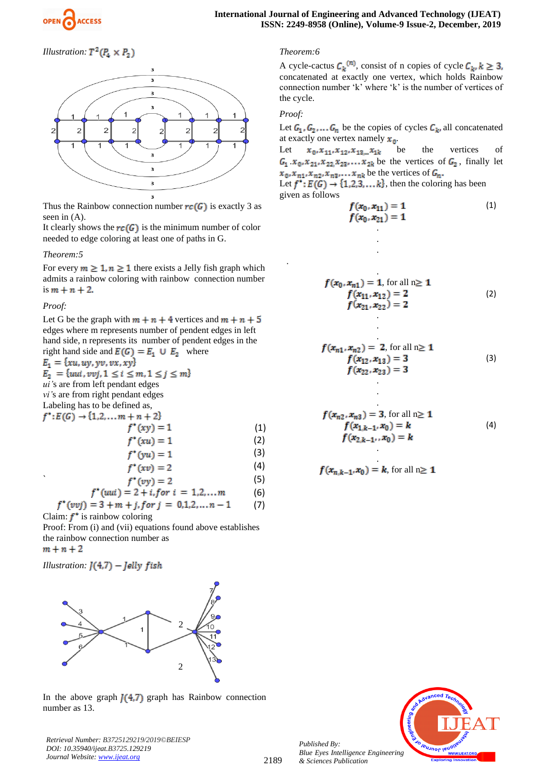*Illustration:* $T^2(P_4 \times P_2)$

Thus the Rainbow connection number $rc(G)$ is exactly 3 as seen in (A).

It clearly shows the $rc(G)$ is the minimum number of color needed to edge coloring at least one of paths in G.

*Theorem:5*

For every $m \geq 1, n \geq 1$ there exists a Jelly fish graph which admits a rainbow coloring with rainbow connection number is $m + n + 2$.

*Proof:*

Let G be the graph with $m + n + 4$ vertices and $m + n + 5$ edges where m represents number of pendent edges in left hand side, n represents its number of pendent edges in the right hand side and $E(G) = E_1 \cup E_2$ where

$E_1 = \{xu, uy, yv, vx, xy\}$

$E_2 = \{uui, vvj, 1 \leq i \leq m, 1 \leq j \leq m\}$

*ui's* are from left pendant edges

*vi's* are from right pendant edges

Labeling has to be defined as,

$f^*: E(G) \rightarrow \{1, 2, \ldots m + n + 2\}$

$$f^*(xy) = 1 \quad (1)$$
$$f^*(xu) = 1 \quad (2)$$
$$f^*(yu) = 1 \quad (3)$$
$$f^*(xv) = 2 \quad (4)$$
$$f^*(vy) = 2 \quad (5)$$
$$f^*(uui) = 2 + i, for\ i = 1, 2, \ldots m \quad (6)$$
$$f^*(vvj) = 3 + m + j, for\ j = 0, 1, 2, \ldots n - 1 \quad (7)$$

Claim: $f^*$ is rainbow coloring

Proof: From (i) and (vii) equations found above establishes the rainbow connection number as

$m + n + 2$

*Illustration:* $J(4,7) - Jelly\ fish$

In the above graph $J(4,7)$ graph has Rainbow connection number as 13.

*Theorem:6*

A cycle-cactus $C_k^{(n)}$, consist of n copies of cycle $C_k, k \geq 3$, concatenated at exactly one vertex, which holds Rainbow connection number 'k' where 'k' is the number of vertices of the cycle.

*Proof:*

Let $G_1, G_2, \ldots G_n$ be the copies of cycles $C_k$, all concatenated at exactly one vertex namely $x_0$.

Let $x_0, x_{11}, x_{12}, x_{13}, \ldots x_{1k}$ be the vertices of $G_1$. $x_0, x_{21}, x_{22}, x_{23}, \ldots x_{2k}$ be the vertices of $G_2$, finally let $x_0, x_{n1}, x_{n2}, x_{n3}, \ldots x_{nk}$ be the vertices of $G_n$.

Let $f^*: E(G) \rightarrow \{1, 2, 3, \ldots k\}$, then the coloring has been given as follows

$$f(x_0, x_{11}) = 1 \quad (1)$$
$$f(x_0, x_{21}) = 1$$

.

.

.

.

$$f(x_0, x_{n1}) = 1, \text{ for all } n \geq 1$$
$$f(x_{11}, x_{12}) = 2 \quad (2)$$
$$f(x_{21}, x_{22}) = 2$$

.

.

.

$$f(x_{n1}, x_{n2}) = 2, \text{ for all } n \geq 1$$
$$f(x_{12}, x_{13}) = 3 \quad (3)$$
$$f(x_{22}, x_{23}) = 3$$

.

.

.

$$f(x_{n2}, x_{n3}) = 3, \text{ for all } n \geq 1$$
$$f(x_{1,k-1}, x_0) = k \quad (4)$$
$$f(x_{2,k-1}, x_0) = k$$

.

.

$$f(x_{n,k-1}, x_0) = k, \text{ for all } n \geq 1$$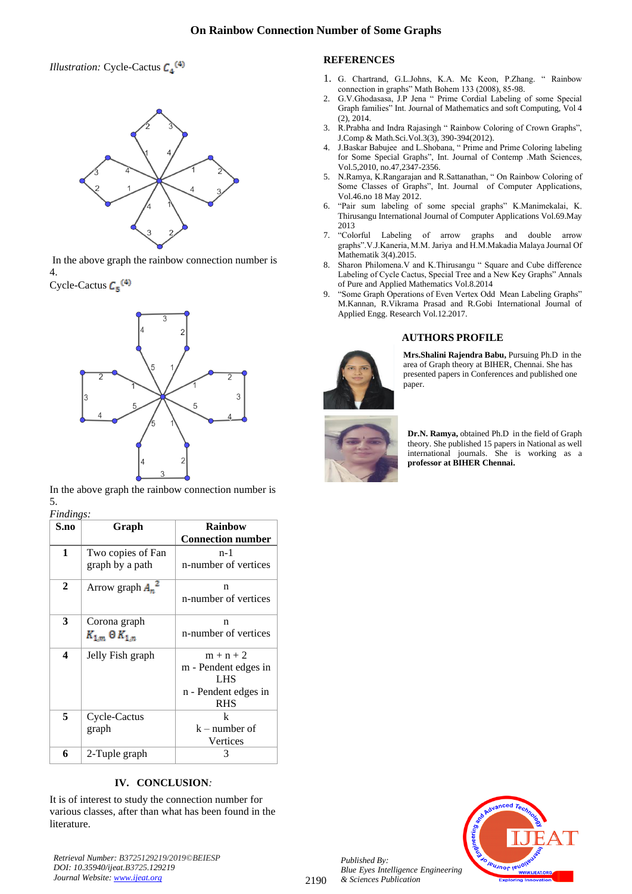*Illustration:* Cycle-Cactus $C_4^{(4)}$

In the above graph the rainbow connection number is 4.

Cycle-Cactus $C_5^{(4)}$

In the above graph the rainbow connection number is 5.

*Findings:*

| S.no | Graph | Rainbow Connection number |
|---|---|---|
| 1 | Two copies of Fan graph by a path | n-1<br>n-number of vertices |
| 2 | Arrow graph $A_n^2$ | n<br>n-number of vertices |
| 3 | Corona graph $K_{1,m} \Theta K_{1,n}$ | n<br>n-number of vertices |
| 4 | Jelly Fish graph | m + n + 2<br>m - Pendent edges in LHS<br>n - Pendent edges in RHS |
| 5 | Cycle-Cactus graph | k<br>k – number of Vertices |
| 6 | 2-Tuple graph | 3 |

## IV. CONCLUSION:

It is of interest to study the connection number for various classes, after than what has been found in the literature.

## REFERENCES

1. G. Chartrand, G.L.Johns, K.A. Mc Keon, P.Zhang. " Rainbow connection in graphs" Math Bohem 133 (2008), 85-98.
2. G.V.Ghodasasa, J.P Jena " Prime Cordial Labeling of some Special Graph families" Int. Journal of Mathematics and soft Computing, Vol 4 (2), 2014.
3. R.Prabha and Indra Rajasingh " Rainbow Coloring of Crown Graphs", J.Comp & Math.Sci.Vol.3(3), 390-394(2012).
4. J.Baskar Babujee and L.Shobana, " Prime and Prime Coloring labeling for Some Special Graphs", Int. Journal of Contemp .Math Sciences, Vol.5,2010, no.47,2347-2356.
5. N.Ramya, K.Rangarajan and R.Sattanathan, " On Rainbow Coloring of Some Classes of Graphs", Int. Journal of Computer Applications, Vol.46.no 18 May 2012.
6. "Pair sum labeling of some special graphs" K.Manimekalai, K. Thirusangu International Journal of Computer Applications Vol.69.May 2013
7. "Colorful Labeling of arrow graphs and double arrow graphs".V.J.Kaneria, M.M. Jariya and H.M.Makadia Malaya Journal Of Mathematik 3(4).2015.
8. Sharon Philomena.V and K.Thirusangu " Square and Cube difference Labeling of Cycle Cactus, Special Tree and a New Key Graphs" Annals of Pure and Applied Mathematics Vol.8.2014
9. "Some Graph Operations of Even Vertex Odd Mean Labeling Graphs" M.Kannan, R.Vikrama Prasad and R.Gobi International Journal of Applied Engg. Research Vol.12.2017.

## AUTHORS PROFILE

**Mrs.Shalini Rajendra Babu,** Pursuing Ph.D in the area of Graph theory at BIHER, Chennai. She has presented papers in Conferences and published one paper.

**Dr.N. Ramya,** obtained Ph.D in the field of Graph theory. She published 15 papers in National as well international journals. She is working as a **professor at BIHER Chennai.**